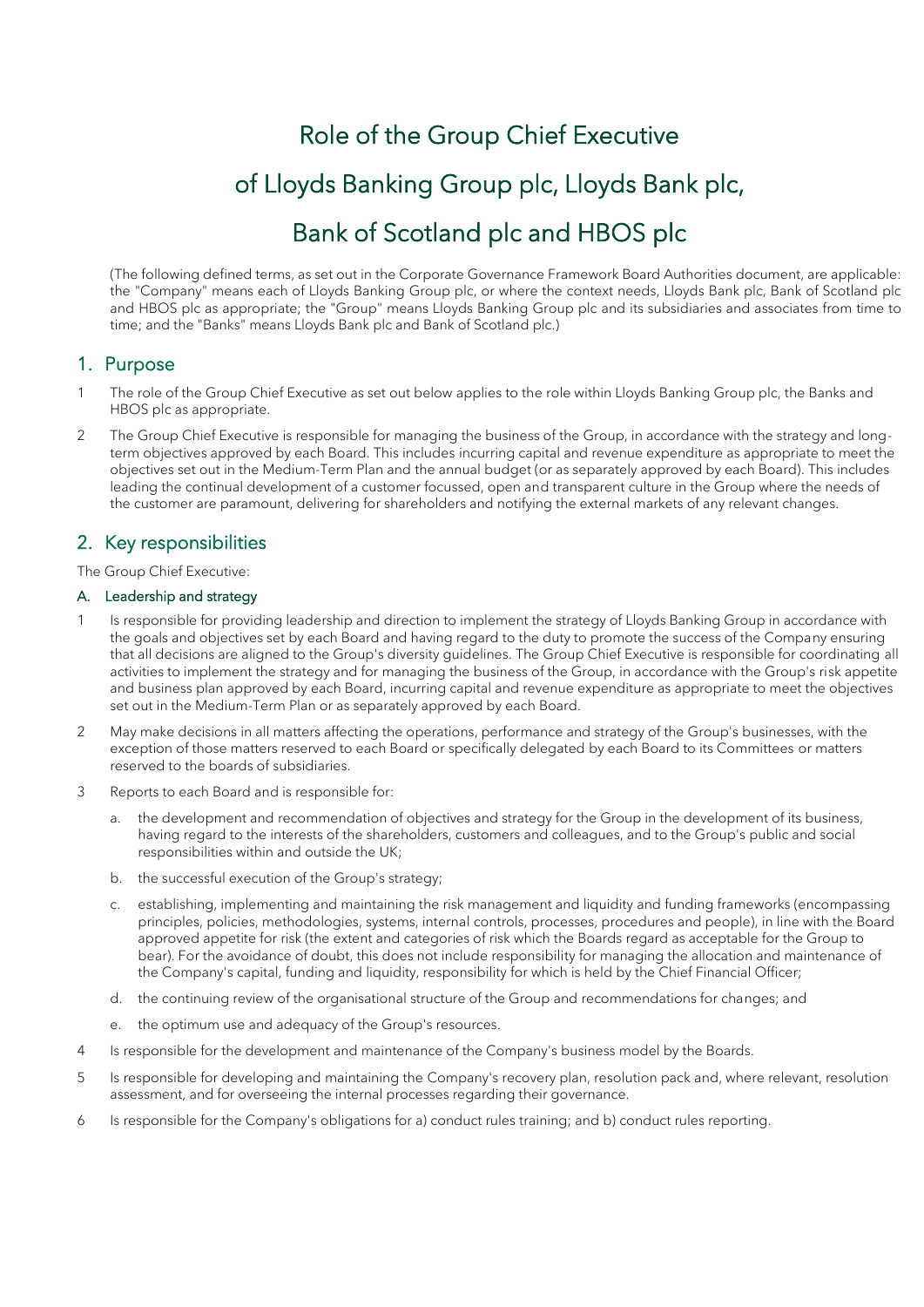# Role of the Group Chief Executive of Lloyds Banking Group plc, Lloyds Bank plc, Bank of Scotland plc and HBOS plc

(The following defined terms, as set out in the Corporate Governance Framework Board Authorities document, are applicable: the "Company" means each of Lloyds Banking Group plc, or where the context needs, Lloyds Bank plc, Bank of Scotland plc and HBOS plc as appropriate; the "Group" means Lloyds Banking Group plc and its subsidiaries and associates from time to time; and the "Banks" means Lloyds Bank plc and Bank of Scotland plc.)

## 1. Purpose

1 The role of the Group Chief Executive as set out below applies to the role within Lloyds Banking Group plc, the Banks and HBOS plc as appropriate.

2 The Group Chief Executive is responsible for managing the business of the Group, in accordance with the strategy and long-term objectives approved by each Board. This includes incurring capital and revenue expenditure as appropriate to meet the objectives set out in the Medium-Term Plan and the annual budget (or as separately approved by each Board). This includes leading the continual development of a customer focussed, open and transparent culture in the Group where the needs of the customer are paramount, delivering for shareholders and notifying the external markets of any relevant changes.

## 2. Key responsibilities

The Group Chief Executive:

### A. Leadership and strategy

1 Is responsible for providing leadership and direction to implement the strategy of Lloyds Banking Group in accordance with the goals and objectives set by each Board and having regard to the duty to promote the success of the Company ensuring that all decisions are aligned to the Group's diversity guidelines. The Group Chief Executive is responsible for coordinating all activities to implement the strategy and for managing the business of the Group, in accordance with the Group's risk appetite and business plan approved by each Board, incurring capital and revenue expenditure as appropriate to meet the objectives set out in the Medium-Term Plan or as separately approved by each Board.

2 May make decisions in all matters affecting the operations, performance and strategy of the Group's businesses, with the exception of those matters reserved to each Board or specifically delegated by each Board to its Committees or matters reserved to the boards of subsidiaries.

3 Reports to each Board and is responsible for:

a. the development and recommendation of objectives and strategy for the Group in the development of its business, having regard to the interests of the shareholders, customers and colleagues, and to the Group's public and social responsibilities within and outside the UK;

b. the successful execution of the Group's strategy;

c. establishing, implementing and maintaining the risk management and liquidity and funding frameworks (encompassing principles, policies, methodologies, systems, internal controls, processes, procedures and people), in line with the Board approved appetite for risk (the extent and categories of risk which the Boards regard as acceptable for the Group to bear). For the avoidance of doubt, this does not include responsibility for managing the allocation and maintenance of the Company's capital, funding and liquidity, responsibility for which is held by the Chief Financial Officer;

d. the continuing review of the organisational structure of the Group and recommendations for changes; and

e. the optimum use and adequacy of the Group's resources.

4 Is responsible for the development and maintenance of the Company's business model by the Boards.

5 Is responsible for developing and maintaining the Company's recovery plan, resolution pack and, where relevant, resolution assessment, and for overseeing the internal processes regarding their governance.

6 Is responsible for the Company's obligations for a) conduct rules training; and b) conduct rules reporting.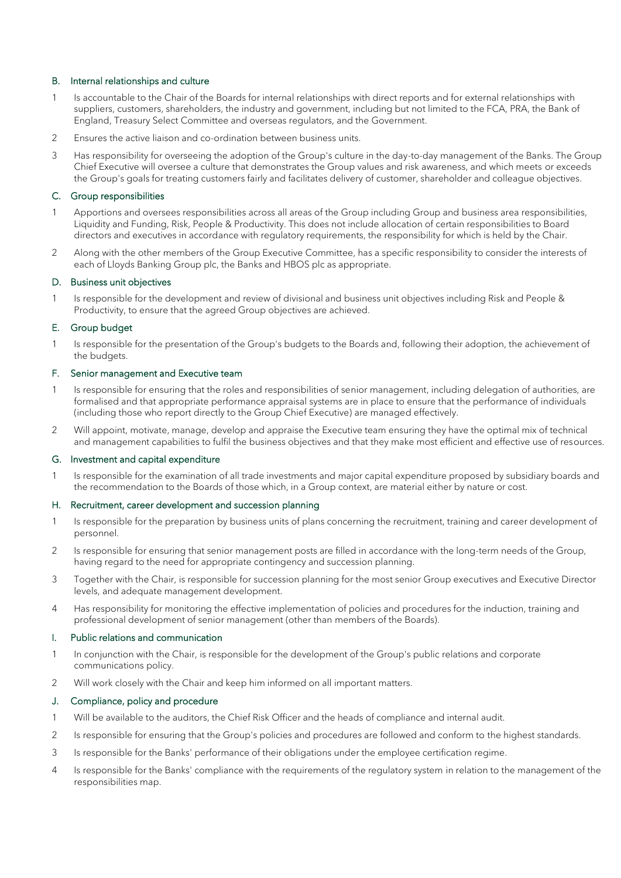### B. Internal relationships and culture

1. Is accountable to the Chair of the Boards for internal relationships with direct reports and for external relationships with suppliers, customers, shareholders, the industry and government, including but not limited to the FCA, PRA, the Bank of England, Treasury Select Committee and overseas regulators, and the Government.
2. Ensures the active liaison and co-ordination between business units.
3. Has responsibility for overseeing the adoption of the Group's culture in the day-to-day management of the Banks. The Group Chief Executive will oversee a culture that demonstrates the Group values and risk awareness, and which meets or exceeds the Group's goals for treating customers fairly and facilitates delivery of customer, shareholder and colleague objectives.

### C. Group responsibilities

1. Apportions and oversees responsibilities across all areas of the Group including Group and business area responsibilities, Liquidity and Funding, Risk, People & Productivity. This does not include allocation of certain responsibilities to Board directors and executives in accordance with regulatory requirements, the responsibility for which is held by the Chair.
2. Along with the other members of the Group Executive Committee, has a specific responsibility to consider the interests of each of Lloyds Banking Group plc, the Banks and HBOS plc as appropriate.

### D. Business unit objectives

1. Is responsible for the development and review of divisional and business unit objectives including Risk and People & Productivity, to ensure that the agreed Group objectives are achieved.

### E. Group budget

1. Is responsible for the presentation of the Group's budgets to the Boards and, following their adoption, the achievement of the budgets.

### F. Senior management and Executive team

1. Is responsible for ensuring that the roles and responsibilities of senior management, including delegation of authorities, are formalised and that appropriate performance appraisal systems are in place to ensure that the performance of individuals (including those who report directly to the Group Chief Executive) are managed effectively.
2. Will appoint, motivate, manage, develop and appraise the Executive team ensuring they have the optimal mix of technical and management capabilities to fulfil the business objectives and that they make most efficient and effective use of resources.

### G. Investment and capital expenditure

1. Is responsible for the examination of all trade investments and major capital expenditure proposed by subsidiary boards and the recommendation to the Boards of those which, in a Group context, are material either by nature or cost.

### H. Recruitment, career development and succession planning

1. Is responsible for the preparation by business units of plans concerning the recruitment, training and career development of personnel.
2. Is responsible for ensuring that senior management posts are filled in accordance with the long-term needs of the Group, having regard to the need for appropriate contingency and succession planning.
3. Together with the Chair, is responsible for succession planning for the most senior Group executives and Executive Director levels, and adequate management development.
4. Has responsibility for monitoring the effective implementation of policies and procedures for the induction, training and professional development of senior management (other than members of the Boards).

### I. Public relations and communication

1. In conjunction with the Chair, is responsible for the development of the Group's public relations and corporate communications policy.
2. Will work closely with the Chair and keep him informed on all important matters.

### J. Compliance, policy and procedure

1. Will be available to the auditors, the Chief Risk Officer and the heads of compliance and internal audit.
2. Is responsible for ensuring that the Group's policies and procedures are followed and conform to the highest standards.
3. Is responsible for the Banks' performance of their obligations under the employee certification regime.
4. Is responsible for the Banks' compliance with the requirements of the regulatory system in relation to the management of the responsibilities map.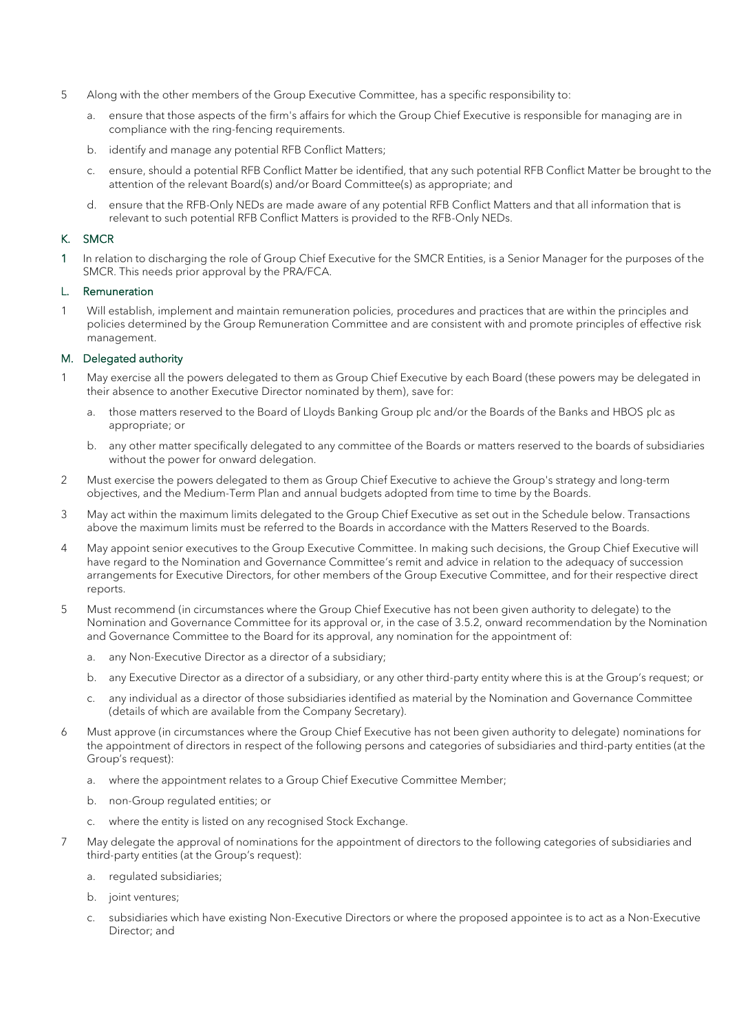5 Along with the other members of the Group Executive Committee, has a specific responsibility to:

   a. ensure that those aspects of the firm's affairs for which the Group Chief Executive is responsible for managing are in compliance with the ring-fencing requirements.

   b. identify and manage any potential RFB Conflict Matters;

   c. ensure, should a potential RFB Conflict Matter be identified, that any such potential RFB Conflict Matter be brought to the attention of the relevant Board(s) and/or Board Committee(s) as appropriate; and

   d. ensure that the RFB-Only NEDs are made aware of any potential RFB Conflict Matters and that all information that is relevant to such potential RFB Conflict Matters is provided to the RFB-Only NEDs.

## K. SMCR

1 In relation to discharging the role of Group Chief Executive for the SMCR Entities, is a Senior Manager for the purposes of the SMCR. This needs prior approval by the PRA/FCA.

## L. Remuneration

1 Will establish, implement and maintain remuneration policies, procedures and practices that are within the principles and policies determined by the Group Remuneration Committee and are consistent with and promote principles of effective risk management.

## M. Delegated authority

1 May exercise all the powers delegated to them as Group Chief Executive by each Board (these powers may be delegated in their absence to another Executive Director nominated by them), save for:

   a. those matters reserved to the Board of Lloyds Banking Group plc and/or the Boards of the Banks and HBOS plc as appropriate; or

   b. any other matter specifically delegated to any committee of the Boards or matters reserved to the boards of subsidiaries without the power for onward delegation.

2 Must exercise the powers delegated to them as Group Chief Executive to achieve the Group's strategy and long-term objectives, and the Medium-Term Plan and annual budgets adopted from time to time by the Boards.

3 May act within the maximum limits delegated to the Group Chief Executive as set out in the Schedule below. Transactions above the maximum limits must be referred to the Boards in accordance with the Matters Reserved to the Boards.

4 May appoint senior executives to the Group Executive Committee. In making such decisions, the Group Chief Executive will have regard to the Nomination and Governance Committee's remit and advice in relation to the adequacy of succession arrangements for Executive Directors, for other members of the Group Executive Committee, and for their respective direct reports.

5 Must recommend (in circumstances where the Group Chief Executive has not been given authority to delegate) to the Nomination and Governance Committee for its approval or, in the case of 3.5.2, onward recommendation by the Nomination and Governance Committee to the Board for its approval, any nomination for the appointment of:

   a. any Non-Executive Director as a director of a subsidiary;

   b. any Executive Director as a director of a subsidiary, or any other third-party entity where this is at the Group's request; or

   c. any individual as a director of those subsidiaries identified as material by the Nomination and Governance Committee (details of which are available from the Company Secretary).

6 Must approve (in circumstances where the Group Chief Executive has not been given authority to delegate) nominations for the appointment of directors in respect of the following persons and categories of subsidiaries and third-party entities (at the Group's request):

   a. where the appointment relates to a Group Chief Executive Committee Member;

   b. non-Group regulated entities; or

   c. where the entity is listed on any recognised Stock Exchange.

7 May delegate the approval of nominations for the appointment of directors to the following categories of subsidiaries and third-party entities (at the Group's request):

   a. regulated subsidiaries;

   b. joint ventures;

   c. subsidiaries which have existing Non-Executive Directors or where the proposed appointee is to act as a Non-Executive Director; and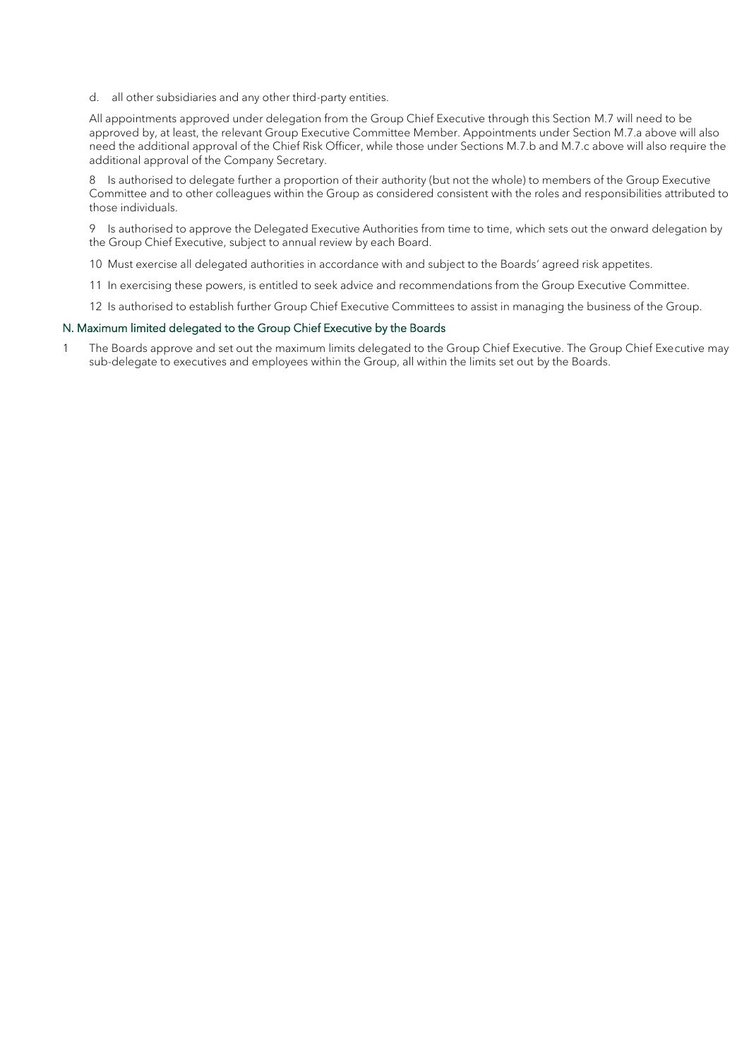d. all other subsidiaries and any other third-party entities.

All appointments approved under delegation from the Group Chief Executive through this Section M.7 will need to be approved by, at least, the relevant Group Executive Committee Member. Appointments under Section M.7.a above will also need the additional approval of the Chief Risk Officer, while those under Sections M.7.b and M.7.c above will also require the additional approval of the Company Secretary.

8 Is authorised to delegate further a proportion of their authority (but not the whole) to members of the Group Executive Committee and to other colleagues within the Group as considered consistent with the roles and responsibilities attributed to those individuals.

9 Is authorised to approve the Delegated Executive Authorities from time to time, which sets out the onward delegation by the Group Chief Executive, subject to annual review by each Board.

10 Must exercise all delegated authorities in accordance with and subject to the Boards' agreed risk appetites.

11 In exercising these powers, is entitled to seek advice and recommendations from the Group Executive Committee.

12 Is authorised to establish further Group Chief Executive Committees to assist in managing the business of the Group.

### N. Maximum limited delegated to the Group Chief Executive by the Boards

1 The Boards approve and set out the maximum limits delegated to the Group Chief Executive. The Group Chief Executive may sub-delegate to executives and employees within the Group, all within the limits set out by the Boards.